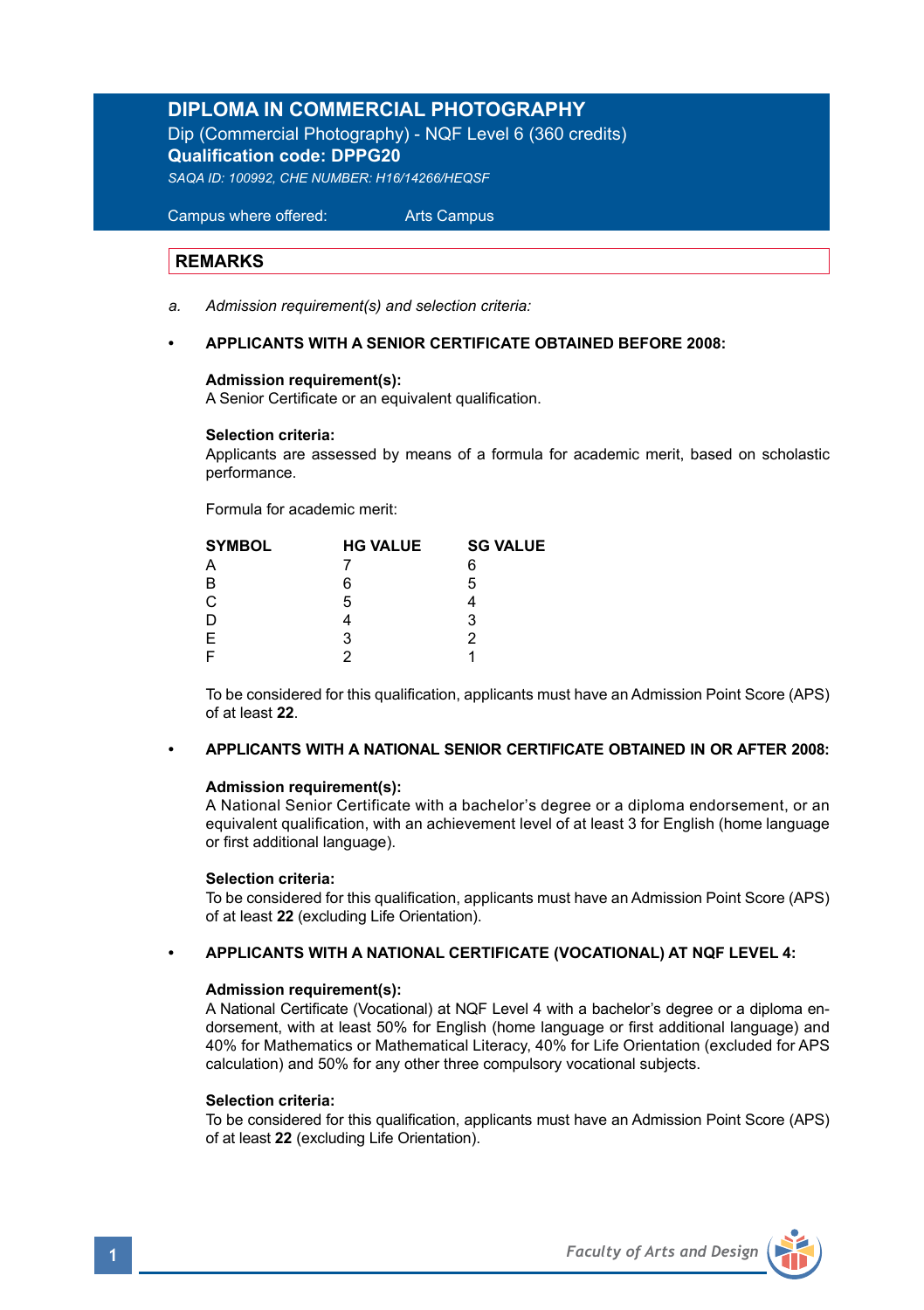# DIPLOMA IN COMMERCIAL PHOTOGRAPHY

Dip (Commercial Photography) - NQF Level 6 (360 credits)

**Qualification code: DPPG20**

*SAQA ID: 100992, CHE NUMBER: H16/14266/HEQSF*

Campus where offered: Arts Campus

## REMARKS

a. *Admission requirement(s) and selection criteria:*

- **APPLICANTS WITH A SENIOR CERTIFICATE OBTAINED BEFORE 2008:**

**Admission requirement(s):**
A Senior Certificate or an equivalent qualification.

**Selection criteria:**
Applicants are assessed by means of a formula for academic merit, based on scholastic performance.

Formula for academic merit:

| SYMBOL | HG VALUE | SG VALUE |
|---|---|---|
| A | 7 | 6 |
| B | 6 | 5 |
| C | 5 | 4 |
| D | 4 | 3 |
| E | 3 | 2 |
| F | 2 | 1 |

To be considered for this qualification, applicants must have an Admission Point Score (APS) of at least **22**.

- **APPLICANTS WITH A NATIONAL SENIOR CERTIFICATE OBTAINED IN OR AFTER 2008:**

**Admission requirement(s):**
A National Senior Certificate with a bachelor's degree or a diploma endorsement, or an equivalent qualification, with an achievement level of at least 3 for English (home language or first additional language).

**Selection criteria:**
To be considered for this qualification, applicants must have an Admission Point Score (APS) of at least **22** (excluding Life Orientation).

- **APPLICANTS WITH A NATIONAL CERTIFICATE (VOCATIONAL) AT NQF LEVEL 4:**

**Admission requirement(s):**
A National Certificate (Vocational) at NQF Level 4 with a bachelor's degree or a diploma endorsement, with at least 50% for English (home language or first additional language) and 40% for Mathematics or Mathematical Literacy, 40% for Life Orientation (excluded for APS calculation) and 50% for any other three compulsory vocational subjects.

**Selection criteria:**
To be considered for this qualification, applicants must have an Admission Point Score (APS) of at least **22** (excluding Life Orientation).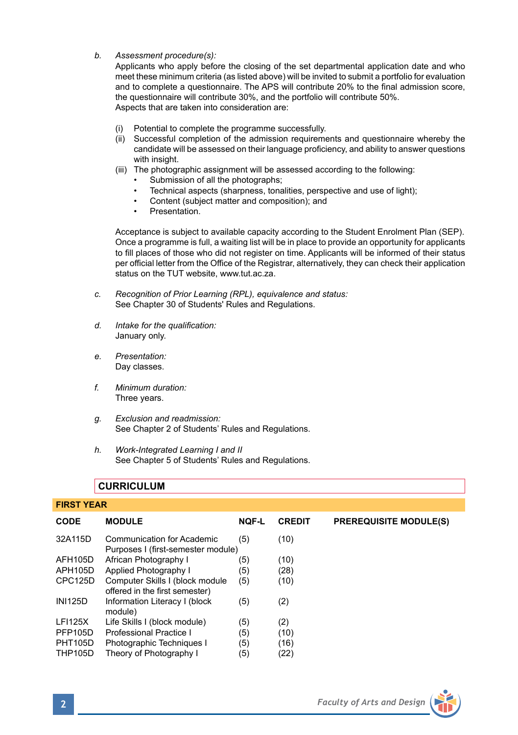*b. Assessment procedure(s):*

Applicants who apply before the closing of the set departmental application date and who meet these minimum criteria (as listed above) will be invited to submit a portfolio for evaluation and to complete a questionnaire. The APS will contribute 20% to the final admission score, the questionnaire will contribute 30%, and the portfolio will contribute 50%.
Aspects that are taken into consideration are:

(i) Potential to complete the programme successfully.
(ii) Successful completion of the admission requirements and questionnaire whereby the candidate will be assessed on their language proficiency, and ability to answer questions with insight.
(iii) The photographic assignment will be assessed according to the following:
- Submission of all the photographs;
- Technical aspects (sharpness, tonalities, perspective and use of light);
- Content (subject matter and composition); and
- Presentation.

Acceptance is subject to available capacity according to the Student Enrolment Plan (SEP). Once a programme is full, a waiting list will be in place to provide an opportunity for applicants to fill places of those who did not register on time. Applicants will be informed of their status per official letter from the Office of the Registrar, alternatively, they can check their application status on the TUT website, www.tut.ac.za.

*c. Recognition of Prior Learning (RPL), equivalence and status:*
See Chapter 30 of Students' Rules and Regulations.

*d. Intake for the qualification:*
January only.

*e. Presentation:*
Day classes.

*f. Minimum duration:*
Three years.

*g. Exclusion and readmission:*
See Chapter 2 of Students' Rules and Regulations.

*h. Work-Integrated Learning I and II*
See Chapter 5 of Students' Rules and Regulations.

## CURRICULUM

### FIRST YEAR

| CODE | MODULE | NQF-L | CREDIT | PREREQUISITE MODULE(S) |
|---|---|---|---|---|
| 32A115D | Communication for Academic Purposes I (first-semester module) | (5) | (10) | |
| AFH105D | African Photography I | (5) | (10) | |
| APH105D | Applied Photography I | (5) | (28) | |
| CPC125D | Computer Skills I (block module offered in the first semester) | (5) | (10) | |
| INI125D | Information Literacy I (block module) | (5) | (2) | |
| LFI125X | Life Skills I (block module) | (5) | (2) | |
| PFP105D | Professional Practice I | (5) | (10) | |
| PHT105D | Photographic Techniques I | (5) | (16) | |
| THP105D | Theory of Photography I | (5) | (22) | |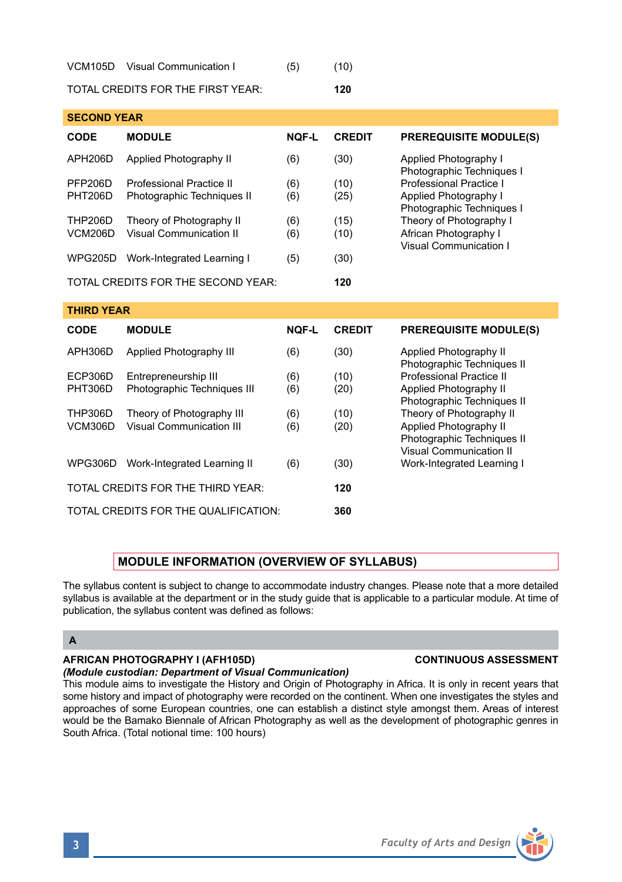| CODE | MODULE | NQF-L | CREDIT | PREREQUISITE MODULE(S) |
|---|---|---|---|---|
| VCM105D | Visual Communication I | (5) | (10) | |
| TOTAL CREDITS FOR THE FIRST YEAR: | | | 120 | |

## SECOND YEAR

| CODE | MODULE | NQF-L | CREDIT | PREREQUISITE MODULE(S) |
|---|---|---|---|---|
| APH206D | Applied Photography II | (6) | (30) | Applied Photography I<br>Photographic Techniques I |
| PFP206D | Professional Practice II | (6) | (10) | Professional Practice I |
| PHT206D | Photographic Techniques II | (6) | (25) | Applied Photography I<br>Photographic Techniques I |
| THP206D | Theory of Photography II | (6) | (15) | Theory of Photography I |
| VCM206D | Visual Communication II | (6) | (10) | African Photography I<br>Visual Communication I |
| WPG205D | Work-Integrated Learning I | (5) | (30) | |
| TOTAL CREDITS FOR THE SECOND YEAR: | | | **120** | |

## THIRD YEAR

| CODE | MODULE | NQF-L | CREDIT | PREREQUISITE MODULE(S) |
|---|---|---|---|---|
| APH306D | Applied Photography III | (6) | (30) | Applied Photography II<br>Photographic Techniques II |
| ECP306D | Entrepreneurship III | (6) | (10) | Professional Practice II |
| PHT306D | Photographic Techniques III | (6) | (20) | Applied Photography II<br>Photographic Techniques II |
| THP306D | Theory of Photography III | (6) | (10) | Theory of Photography II |
| VCM306D | Visual Communication III | (6) | (20) | Applied Photography II<br>Photographic Techniques II<br>Visual Communication II |
| WPG306D | Work-Integrated Learning II | (6) | (30) | Work-Integrated Learning I |
| TOTAL CREDITS FOR THE THIRD YEAR: | | | **120** | |
| TOTAL CREDITS FOR THE QUALIFICATION: | | | **360** | |

## MODULE INFORMATION (OVERVIEW OF SYLLABUS)

The syllabus content is subject to change to accommodate industry changes. Please note that a more detailed syllabus is available at the department or in the study guide that is applicable to a particular module. At time of publication, the syllabus content was defined as follows:

### A

**AFRICAN PHOTOGRAPHY I (AFH105D)** **CONTINUOUS ASSESSMENT**
***(Module custodian: Department of Visual Communication)***
This module aims to investigate the History and Origin of Photography in Africa. It is only in recent years that some history and impact of photography were recorded on the continent. When one investigates the styles and approaches of some European countries, one can establish a distinct style amongst them. Areas of interest would be the Bamako Biennale of African Photography as well as the development of photographic genres in South Africa. (Total notional time: 100 hours)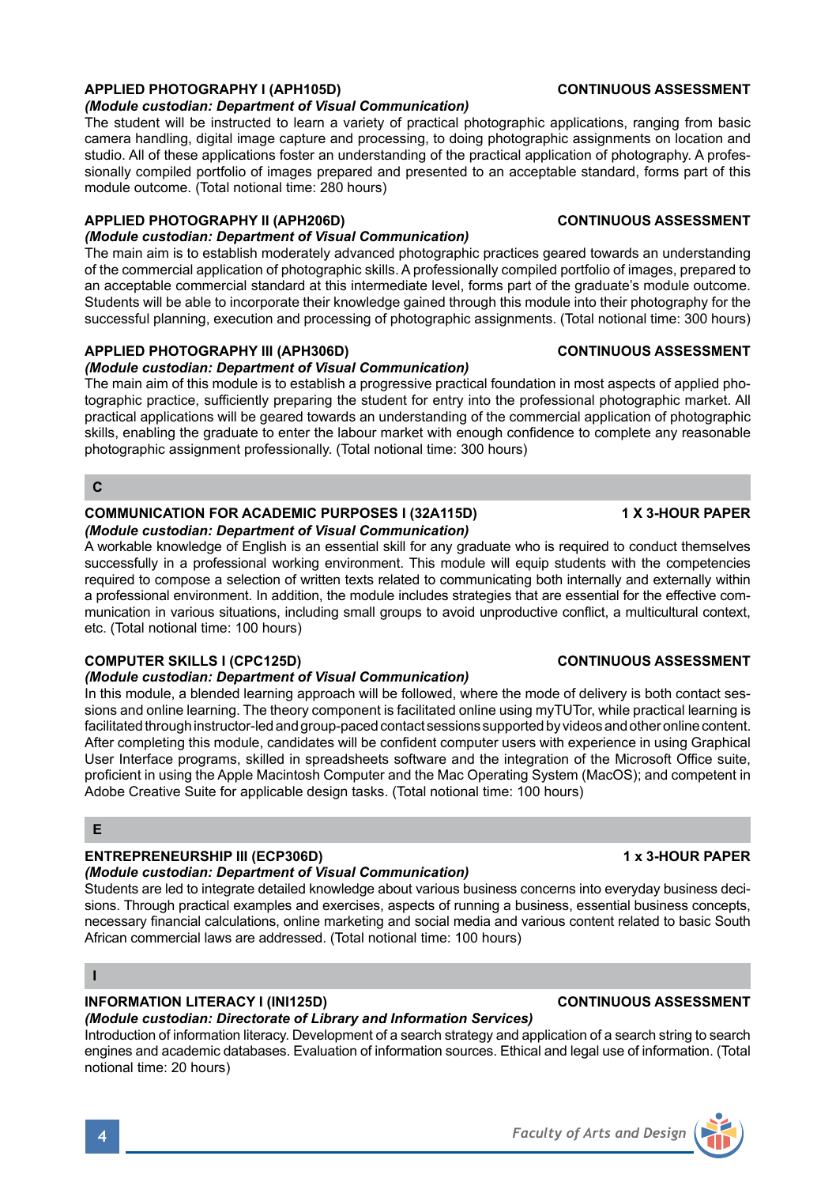### APPLIED PHOTOGRAPHY I (APH105D) — CONTINUOUS ASSESSMENT

*(Module custodian: Department of Visual Communication)*

The student will be instructed to learn a variety of practical photographic applications, ranging from basic camera handling, digital image capture and processing, to doing photographic assignments on location and studio. All of these applications foster an understanding of the practical application of photography. A professionally compiled portfolio of images prepared and presented to an acceptable standard, forms part of this module outcome. (Total notional time: 280 hours)

### APPLIED PHOTOGRAPHY II (APH206D) — CONTINUOUS ASSESSMENT

*(Module custodian: Department of Visual Communication)*

The main aim is to establish moderately advanced photographic practices geared towards an understanding of the commercial application of photographic skills. A professionally compiled portfolio of images, prepared to an acceptable commercial standard at this intermediate level, forms part of the graduate's module outcome. Students will be able to incorporate their knowledge gained through this module into their photography for the successful planning, execution and processing of photographic assignments. (Total notional time: 300 hours)

### APPLIED PHOTOGRAPHY III (APH306D) — CONTINUOUS ASSESSMENT

*(Module custodian: Department of Visual Communication)*

The main aim of this module is to establish a progressive practical foundation in most aspects of applied photographic practice, sufficiently preparing the student for entry into the professional photographic market. All practical applications will be geared towards an understanding of the commercial application of photographic skills, enabling the graduate to enter the labour market with enough confidence to complete any reasonable photographic assignment professionally. (Total notional time: 300 hours)

## C

### COMMUNICATION FOR ACADEMIC PURPOSES I (32A115D) — 1 X 3-HOUR PAPER

*(Module custodian: Department of Visual Communication)*

A workable knowledge of English is an essential skill for any graduate who is required to conduct themselves successfully in a professional working environment. This module will equip students with the competencies required to compose a selection of written texts related to communicating both internally and externally within a professional environment. In addition, the module includes strategies that are essential for the effective communication in various situations, including small groups to avoid unproductive conflict, a multicultural context, etc. (Total notional time: 100 hours)

### COMPUTER SKILLS I (CPC125D) — CONTINUOUS ASSESSMENT

*(Module custodian: Department of Visual Communication)*

In this module, a blended learning approach will be followed, where the mode of delivery is both contact sessions and online learning. The theory component is facilitated online using myTUTor, while practical learning is facilitated through instructor-led and group-paced contact sessions supported by videos and other online content. After completing this module, candidates will be confident computer users with experience in using Graphical User Interface programs, skilled in spreadsheets software and the integration of the Microsoft Office suite, proficient in using the Apple Macintosh Computer and the Mac Operating System (MacOS); and competent in Adobe Creative Suite for applicable design tasks. (Total notional time: 100 hours)

## E

### ENTREPRENEURSHIP III (ECP306D) — 1 x 3-HOUR PAPER

*(Module custodian: Department of Visual Communication)*

Students are led to integrate detailed knowledge about various business concerns into everyday business decisions. Through practical examples and exercises, aspects of running a business, essential business concepts, necessary financial calculations, online marketing and social media and various content related to basic South African commercial laws are addressed. (Total notional time: 100 hours)

## I

### INFORMATION LITERACY I (INI125D) — CONTINUOUS ASSESSMENT

*(Module custodian: Directorate of Library and Information Services)*

Introduction of information literacy. Development of a search strategy and application of a search string to search engines and academic databases. Evaluation of information sources. Ethical and legal use of information. (Total notional time: 20 hours)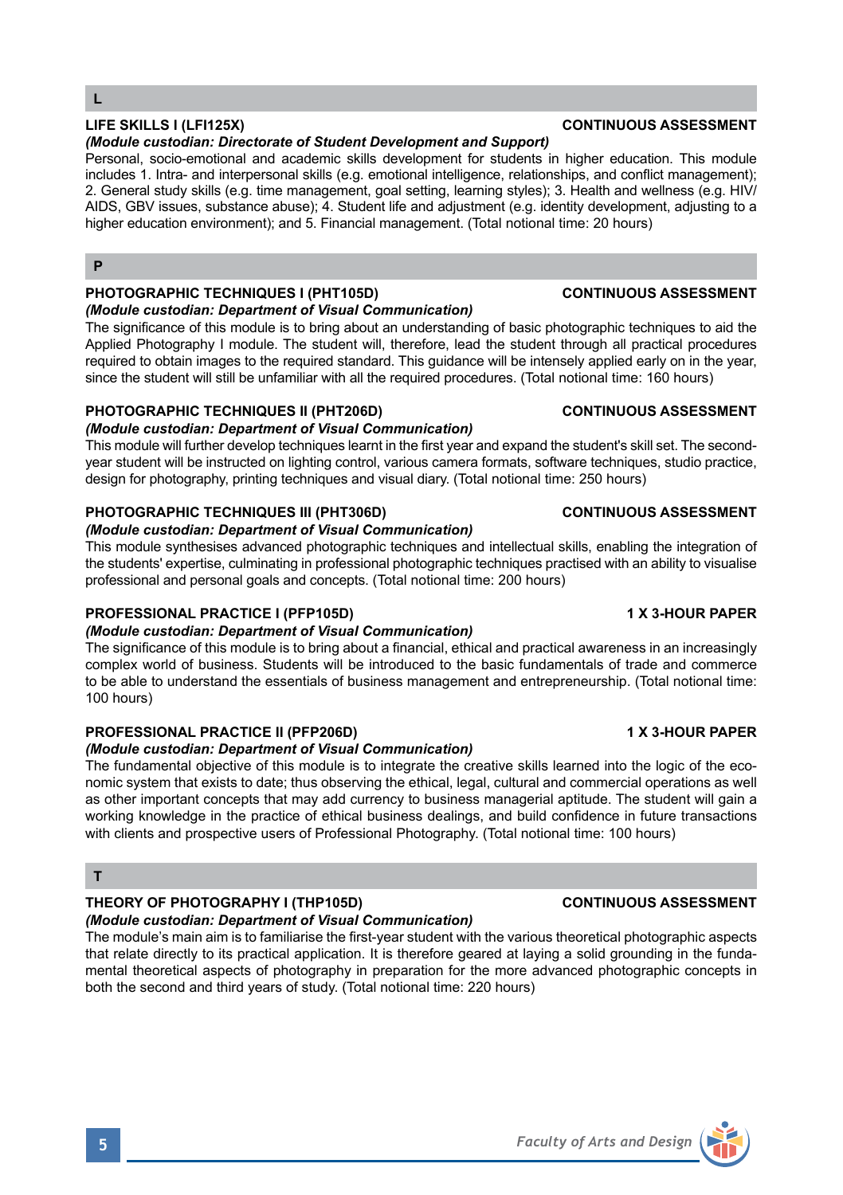## L

**LIFE SKILLS I (LFI125X)** **CONTINUOUS ASSESSMENT**

***(Module custodian: Directorate of Student Development and Support)***

Personal, socio-emotional and academic skills development for students in higher education. This module includes 1. Intra- and interpersonal skills (e.g. emotional intelligence, relationships, and conflict management); 2. General study skills (e.g. time management, goal setting, learning styles); 3. Health and wellness (e.g. HIV/AIDS, GBV issues, substance abuse); 4. Student life and adjustment (e.g. identity development, adjusting to a higher education environment); and 5. Financial management. (Total notional time: 20 hours)

## P

**PHOTOGRAPHIC TECHNIQUES I (PHT105D)** **CONTINUOUS ASSESSMENT**

***(Module custodian: Department of Visual Communication)***

The significance of this module is to bring about an understanding of basic photographic techniques to aid the Applied Photography I module. The student will, therefore, lead the student through all practical procedures required to obtain images to the required standard. This guidance will be intensely applied early on in the year, since the student will still be unfamiliar with all the required procedures. (Total notional time: 160 hours)

**PHOTOGRAPHIC TECHNIQUES II (PHT206D)** **CONTINUOUS ASSESSMENT**

***(Module custodian: Department of Visual Communication)***

This module will further develop techniques learnt in the first year and expand the student's skill set. The second-year student will be instructed on lighting control, various camera formats, software techniques, studio practice, design for photography, printing techniques and visual diary. (Total notional time: 250 hours)

**PHOTOGRAPHIC TECHNIQUES III (PHT306D)** **CONTINUOUS ASSESSMENT**

***(Module custodian: Department of Visual Communication)***

This module synthesises advanced photographic techniques and intellectual skills, enabling the integration of the students' expertise, culminating in professional photographic techniques practised with an ability to visualise professional and personal goals and concepts. (Total notional time: 200 hours)

**PROFESSIONAL PRACTICE I (PFP105D)** **1 X 3-HOUR PAPER**

***(Module custodian: Department of Visual Communication)***

The significance of this module is to bring about a financial, ethical and practical awareness in an increasingly complex world of business. Students will be introduced to the basic fundamentals of trade and commerce to be able to understand the essentials of business management and entrepreneurship. (Total notional time: 100 hours)

**PROFESSIONAL PRACTICE II (PFP206D)** **1 X 3-HOUR PAPER**

***(Module custodian: Department of Visual Communication)***

The fundamental objective of this module is to integrate the creative skills learned into the logic of the economic system that exists to date; thus observing the ethical, legal, cultural and commercial operations as well as other important concepts that may add currency to business managerial aptitude. The student will gain a working knowledge in the practice of ethical business dealings, and build confidence in future transactions with clients and prospective users of Professional Photography. (Total notional time: 100 hours)

## T

**THEORY OF PHOTOGRAPHY I (THP105D)** **CONTINUOUS ASSESSMENT**

***(Module custodian: Department of Visual Communication)***

The module's main aim is to familiarise the first-year student with the various theoretical photographic aspects that relate directly to its practical application. It is therefore geared at laying a solid grounding in the fundamental theoretical aspects of photography in preparation for the more advanced photographic concepts in both the second and third years of study. (Total notional time: 220 hours)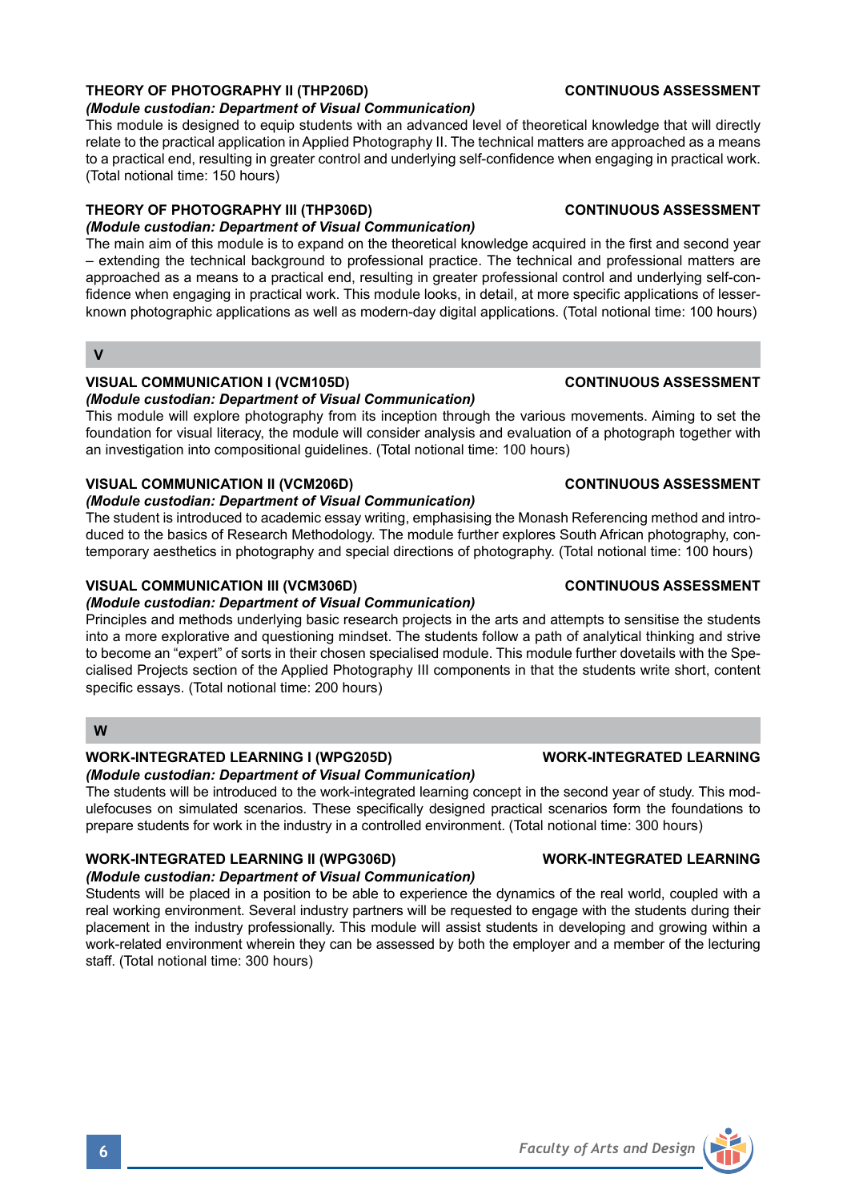**THEORY OF PHOTOGRAPHY II (THP206D)** **CONTINUOUS ASSESSMENT**

***(Module custodian: Department of Visual Communication)***

This module is designed to equip students with an advanced level of theoretical knowledge that will directly relate to the practical application in Applied Photography II. The technical matters are approached as a means to a practical end, resulting in greater control and underlying self-confidence when engaging in practical work. (Total notional time: 150 hours)

**THEORY OF PHOTOGRAPHY III (THP306D)** **CONTINUOUS ASSESSMENT**

***(Module custodian: Department of Visual Communication)***

The main aim of this module is to expand on the theoretical knowledge acquired in the first and second year – extending the technical background to professional practice. The technical and professional matters are approached as a means to a practical end, resulting in greater professional control and underlying self-confidence when engaging in practical work. This module looks, in detail, at more specific applications of lesser-known photographic applications as well as modern-day digital applications. (Total notional time: 100 hours)

## V

**VISUAL COMMUNICATION I (VCM105D)** **CONTINUOUS ASSESSMENT**

***(Module custodian: Department of Visual Communication)***

This module will explore photography from its inception through the various movements. Aiming to set the foundation for visual literacy, the module will consider analysis and evaluation of a photograph together with an investigation into compositional guidelines. (Total notional time: 100 hours)

**VISUAL COMMUNICATION II (VCM206D)** **CONTINUOUS ASSESSMENT**

***(Module custodian: Department of Visual Communication)***

The student is introduced to academic essay writing, emphasising the Monash Referencing method and introduced to the basics of Research Methodology. The module further explores South African photography, contemporary aesthetics in photography and special directions of photography. (Total notional time: 100 hours)

**VISUAL COMMUNICATION III (VCM306D)** **CONTINUOUS ASSESSMENT**

***(Module custodian: Department of Visual Communication)***

Principles and methods underlying basic research projects in the arts and attempts to sensitise the students into a more explorative and questioning mindset. The students follow a path of analytical thinking and strive to become an "expert" of sorts in their chosen specialised module. This module further dovetails with the Specialised Projects section of the Applied Photography III components in that the students write short, content specific essays. (Total notional time: 200 hours)

## W

**WORK-INTEGRATED LEARNING I (WPG205D)** **WORK-INTEGRATED LEARNING**

***(Module custodian: Department of Visual Communication)***

The students will be introduced to the work-integrated learning concept in the second year of study. This modulefocuses on simulated scenarios. These specifically designed practical scenarios form the foundations to prepare students for work in the industry in a controlled environment. (Total notional time: 300 hours)

**WORK-INTEGRATED LEARNING II (WPG306D)** **WORK-INTEGRATED LEARNING**

***(Module custodian: Department of Visual Communication)***

Students will be placed in a position to be able to experience the dynamics of the real world, coupled with a real working environment. Several industry partners will be requested to engage with the students during their placement in the industry professionally. This module will assist students in developing and growing within a work-related environment wherein they can be assessed by both the employer and a member of the lecturing staff. (Total notional time: 300 hours)